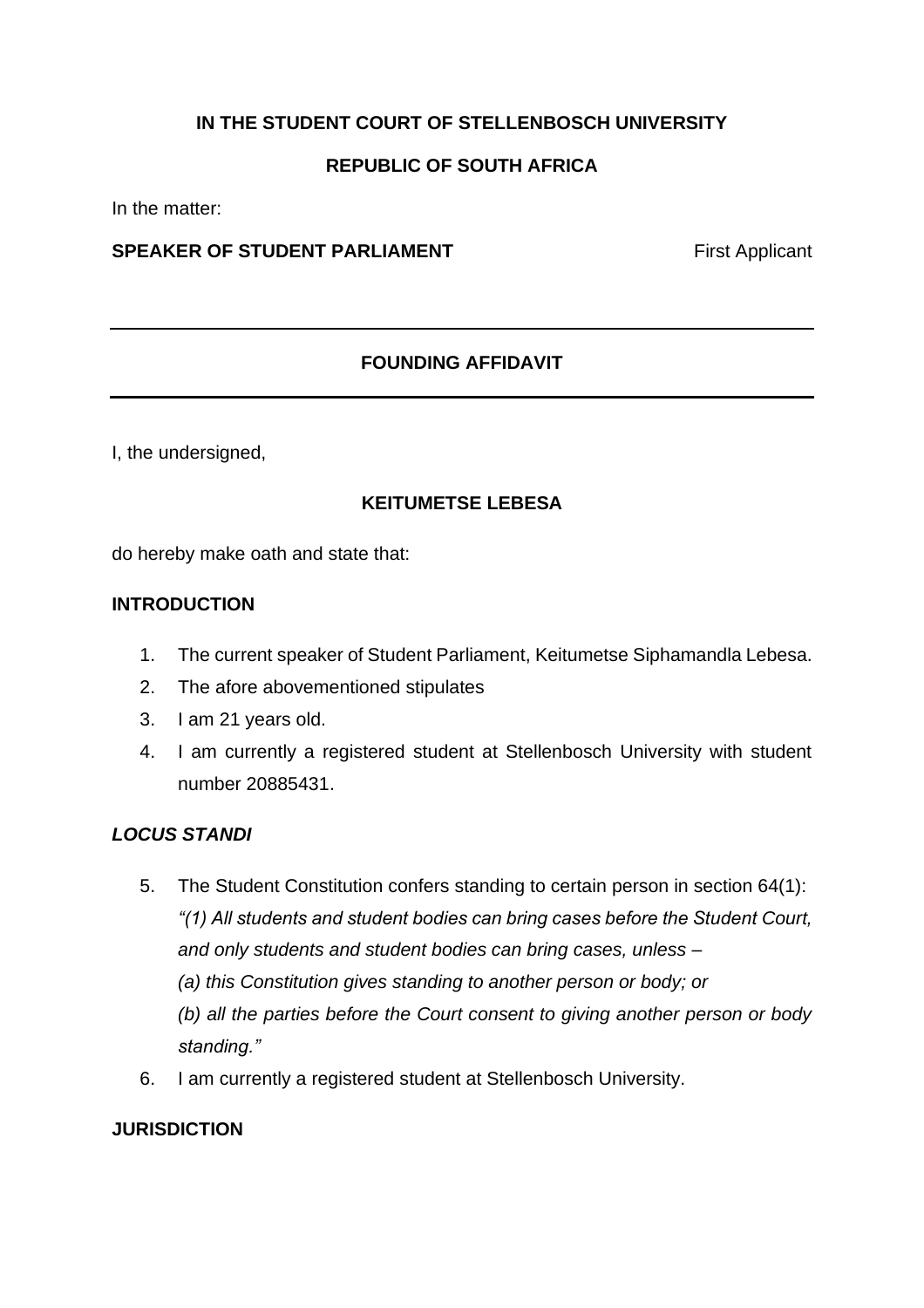**IN THE STUDENT COURT OF STELLENBOSCH UNIVERSITY**

**REPUBLIC OF SOUTH AFRICA**

In the matter:

**SPEAKER OF STUDENT PARLIAMENT** First Applicant

---

**FOUNDING AFFIDAVIT**

---

I, the undersigned,

**KEITUMETSE LEBESA**

do hereby make oath and state that:

**INTRODUCTION**

1. The current speaker of Student Parliament, Keitumetse Siphamandla Lebesa.
2. The afore abovementioned stipulates
3. I am 21 years old.
4. I am currently a registered student at Stellenbosch University with student number 20885431.

***LOCUS STANDI***

5. The Student Constitution confers standing to certain person in section 64(1): *"(1) All students and student bodies can bring cases before the Student Court, and only students and student bodies can bring cases, unless –*
   *(a) this Constitution gives standing to another person or body; or*
   *(b) all the parties before the Court consent to giving another person or body standing."*
6. I am currently a registered student at Stellenbosch University.

**JURISDICTION**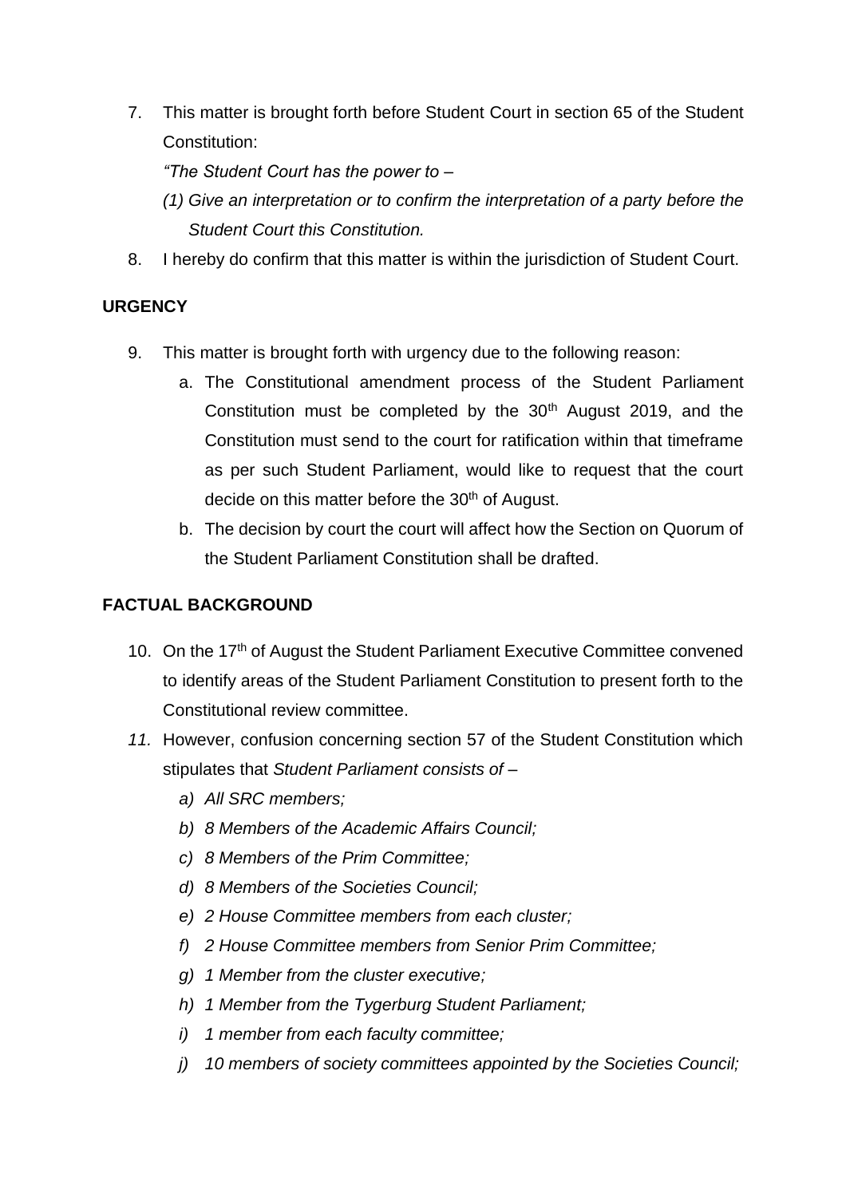7. This matter is brought forth before Student Court in section 65 of the Student Constitution:

   *"The Student Court has the power to –*

   *(1) Give an interpretation or to confirm the interpretation of a party before the Student Court this Constitution.*

8. I hereby do confirm that this matter is within the jurisdiction of Student Court.

**URGENCY**

9. This matter is brought forth with urgency due to the following reason:
   a. The Constitutional amendment process of the Student Parliament Constitution must be completed by the 30th August 2019, and the Constitution must send to the court for ratification within that timeframe as per such Student Parliament, would like to request that the court decide on this matter before the 30th of August.
   b. The decision by court the court will affect how the Section on Quorum of the Student Parliament Constitution shall be drafted.

**FACTUAL BACKGROUND**

10. On the 17th of August the Student Parliament Executive Committee convened to identify areas of the Student Parliament Constitution to present forth to the Constitutional review committee.

*11.* However, confusion concerning section 57 of the Student Constitution which stipulates that *Student Parliament consists of –*
   *a) All SRC members;*
   *b) 8 Members of the Academic Affairs Council;*
   *c) 8 Members of the Prim Committee;*
   *d) 8 Members of the Societies Council;*
   *e) 2 House Committee members from each cluster;*
   *f) 2 House Committee members from Senior Prim Committee;*
   *g) 1 Member from the cluster executive;*
   *h) 1 Member from the Tygerburg Student Parliament;*
   *i) 1 member from each faculty committee;*
   *j) 10 members of society committees appointed by the Societies Council;*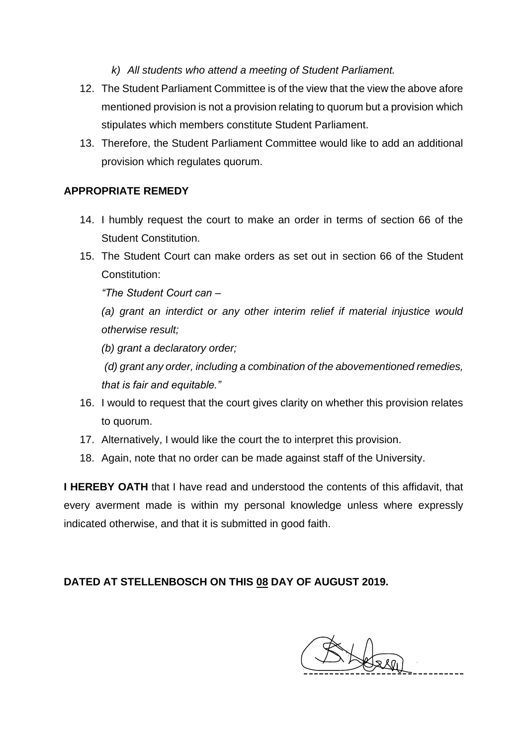*k) All students who attend a meeting of Student Parliament.*

12. The Student Parliament Committee is of the view that the view the above afore mentioned provision is not a provision relating to quorum but a provision which stipulates which members constitute Student Parliament.
13. Therefore, the Student Parliament Committee would like to add an additional provision which regulates quorum.

**APPROPRIATE REMEDY**

14. I humbly request the court to make an order in terms of section 66 of the Student Constitution.
15. The Student Court can make orders as set out in section 66 of the Student Constitution:

    *"The Student Court can –*

    *(a) grant an interdict or any other interim relief if material injustice would otherwise result;*

    *(b) grant a declaratory order;*

    *(d) grant any order, including a combination of the abovementioned remedies, that is fair and equitable."*

16. I would to request that the court gives clarity on whether this provision relates to quorum.
17. Alternatively, I would like the court the to interpret this provision.
18. Again, note that no order can be made against staff of the University.

**I HEREBY OATH** that I have read and understood the contents of this affidavit, that every averment made is within my personal knowledge unless where expressly indicated otherwise, and that it is submitted in good faith.

**DATED AT STELLENBOSCH ON THIS <u>08</u> DAY OF AUGUST 2019.**

-------------------------------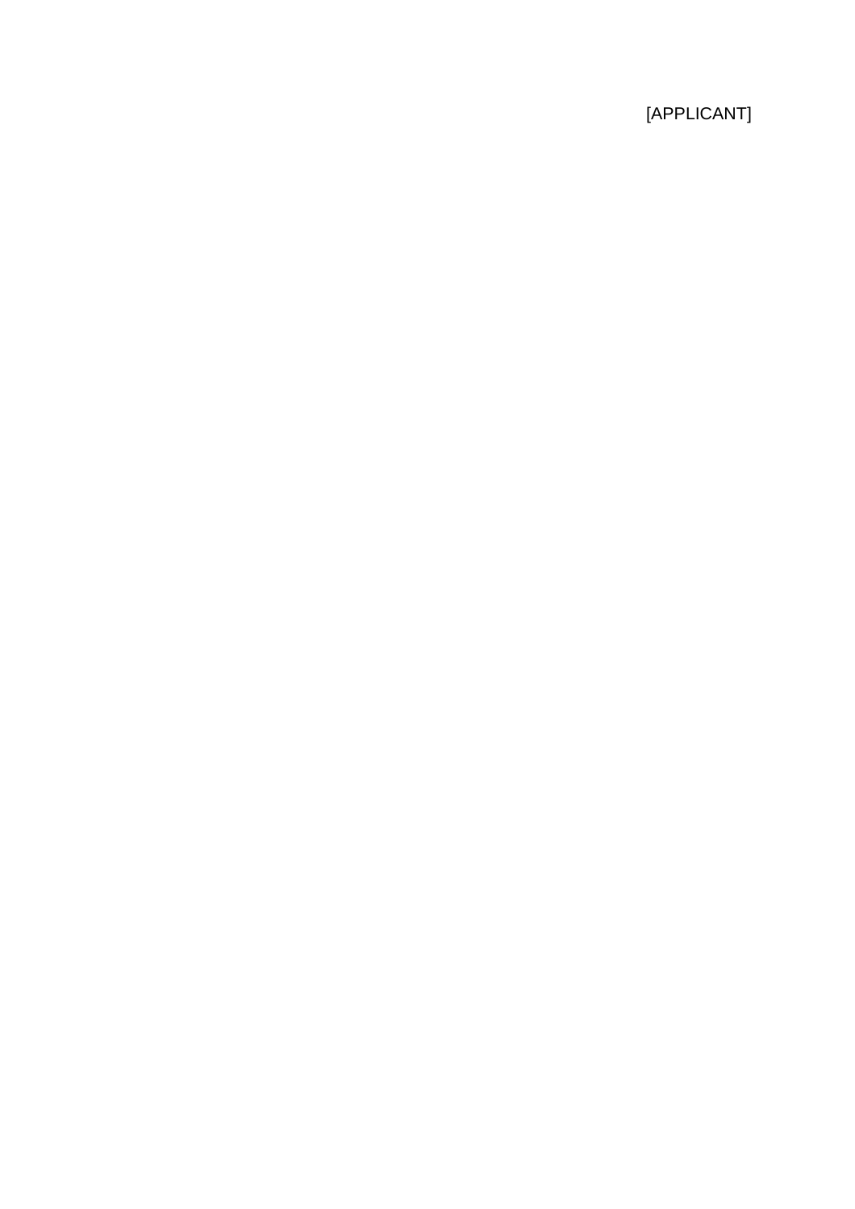[APPLICANT]